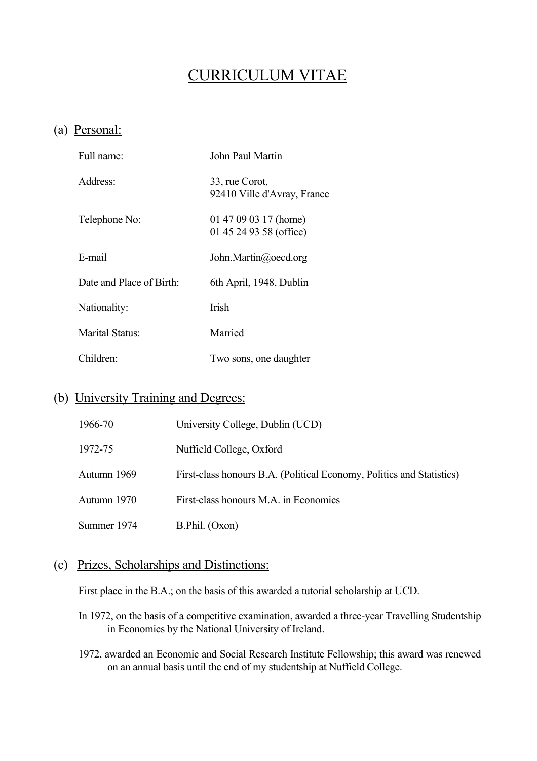# CURRICULUM VITAE

## (a) Personal:

| | |
|---|---|
| Full name: | John Paul Martin |
| Address: | 33, rue Corot,<br>92410 Ville d'Avray, France |
| Telephone No: | 01 47 09 03 17 (home)<br>01 45 24 93 58 (office) |
| E-mail | John.Martin@oecd.org |
| Date and Place of Birth: | 6th April, 1948, Dublin |
| Nationality: | Irish |
| Marital Status: | Married |
| Children: | Two sons, one daughter |

## (b) University Training and Degrees:

| | |
|---|---|
| 1966-70 | University College, Dublin (UCD) |
| 1972-75 | Nuffield College, Oxford |
| Autumn 1969 | First-class honours B.A. (Political Economy, Politics and Statistics) |
| Autumn 1970 | First-class honours M.A. in Economics |
| Summer 1974 | B.Phil. (Oxon) |

## (c) Prizes, Scholarships and Distinctions:

First place in the B.A.; on the basis of this awarded a tutorial scholarship at UCD.

In 1972, on the basis of a competitive examination, awarded a three-year Travelling Studentship in Economics by the National University of Ireland.

1972, awarded an Economic and Social Research Institute Fellowship; this award was renewed on an annual basis until the end of my studentship at Nuffield College.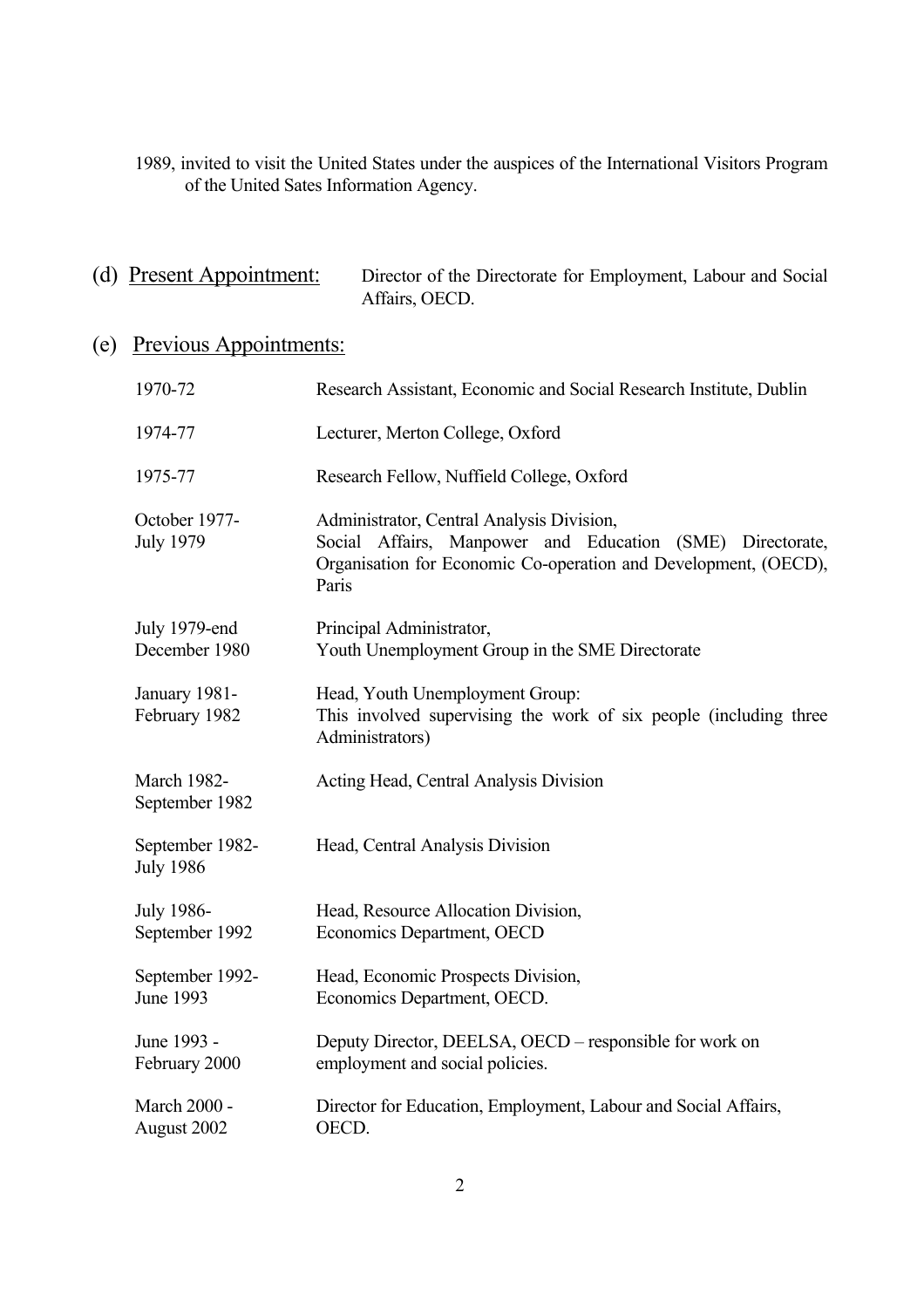1989, invited to visit the United States under the auspices of the International Visitors Program of the United Sates Information Agency.

(d) <u>Present Appointment:</u> Director of the Directorate for Employment, Labour and Social Affairs, OECD.

(e) <u>Previous Appointments:</u>

| | |
|---|---|
| 1970-72 | Research Assistant, Economic and Social Research Institute, Dublin |
| 1974-77 | Lecturer, Merton College, Oxford |
| 1975-77 | Research Fellow, Nuffield College, Oxford |
| October 1977-July 1979 | Administrator, Central Analysis Division, Social Affairs, Manpower and Education (SME) Directorate, Organisation for Economic Co-operation and Development, (OECD), Paris |
| July 1979-end December 1980 | Principal Administrator, Youth Unemployment Group in the SME Directorate |
| January 1981-February 1982 | Head, Youth Unemployment Group: This involved supervising the work of six people (including three Administrators) |
| March 1982-September 1982 | Acting Head, Central Analysis Division |
| September 1982-July 1986 | Head, Central Analysis Division |
| July 1986-September 1992 | Head, Resource Allocation Division, Economics Department, OECD |
| September 1992-June 1993 | Head, Economic Prospects Division, Economics Department, OECD. |
| June 1993 - February 2000 | Deputy Director, DEELSA, OECD – responsible for work on employment and social policies. |
| March 2000 - August 2002 | Director for Education, Employment, Labour and Social Affairs, OECD. |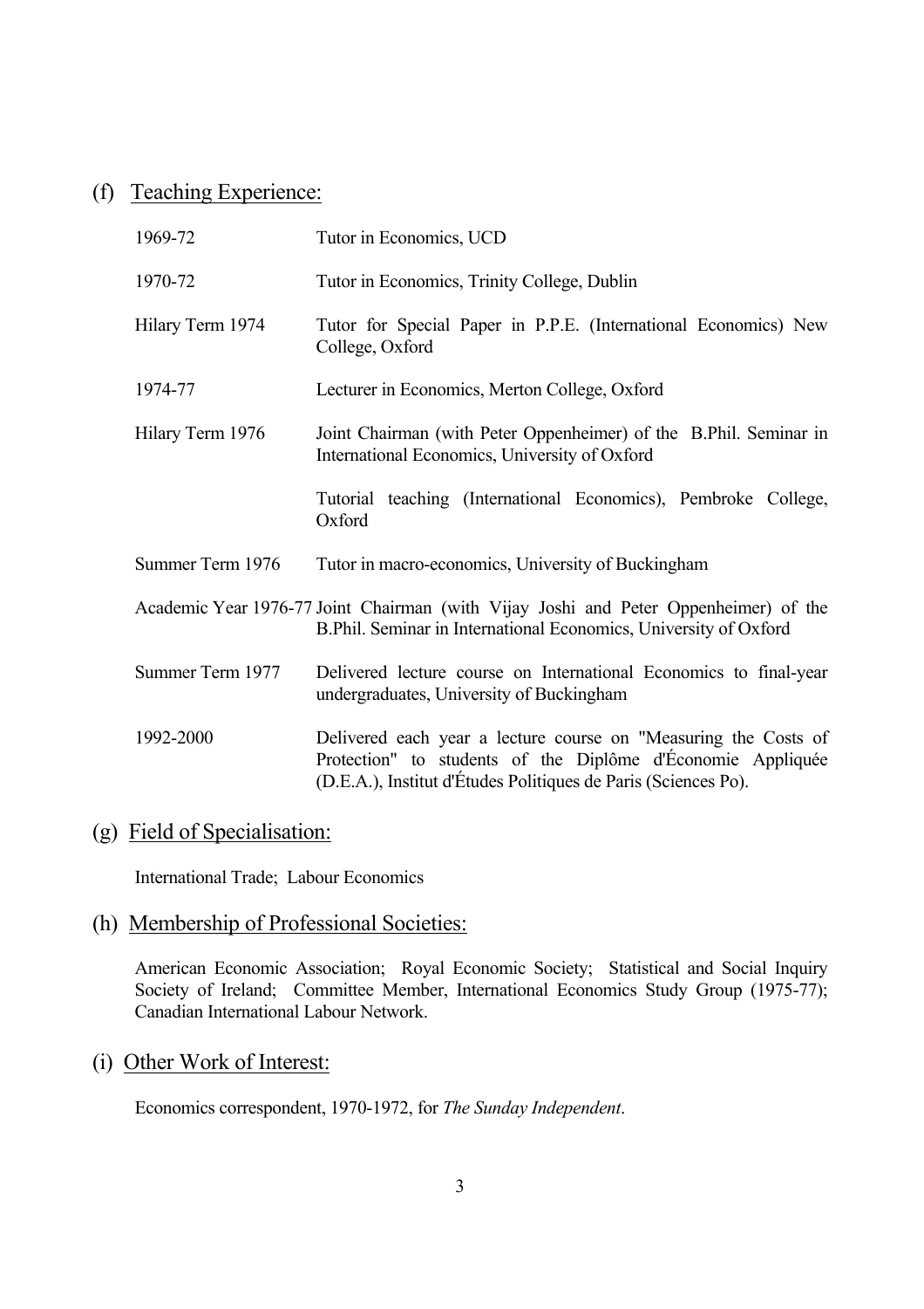## (f) Teaching Experience:

| | |
|---|---|
| 1969-72 | Tutor in Economics, UCD |
| 1970-72 | Tutor in Economics, Trinity College, Dublin |
| Hilary Term 1974 | Tutor for Special Paper in P.P.E. (International Economics) New College, Oxford |
| 1974-77 | Lecturer in Economics, Merton College, Oxford |
| Hilary Term 1976 | Joint Chairman (with Peter Oppenheimer) of the B.Phil. Seminar in International Economics, University of Oxford |
| | Tutorial teaching (International Economics), Pembroke College, Oxford |
| Summer Term 1976 | Tutor in macro-economics, University of Buckingham |
| Academic Year 1976-77 | Joint Chairman (with Vijay Joshi and Peter Oppenheimer) of the B.Phil. Seminar in International Economics, University of Oxford |
| Summer Term 1977 | Delivered lecture course on International Economics to final-year undergraduates, University of Buckingham |
| 1992-2000 | Delivered each year a lecture course on "Measuring the Costs of Protection" to students of the Diplôme d'Économie Appliquée (D.E.A.), Institut d'Études Politiques de Paris (Sciences Po). |

## (g) Field of Specialisation:

International Trade; Labour Economics

## (h) Membership of Professional Societies:

American Economic Association; Royal Economic Society; Statistical and Social Inquiry Society of Ireland; Committee Member, International Economics Study Group (1975-77); Canadian International Labour Network.

## (i) Other Work of Interest:

Economics correspondent, 1970-1972, for *The Sunday Independent*.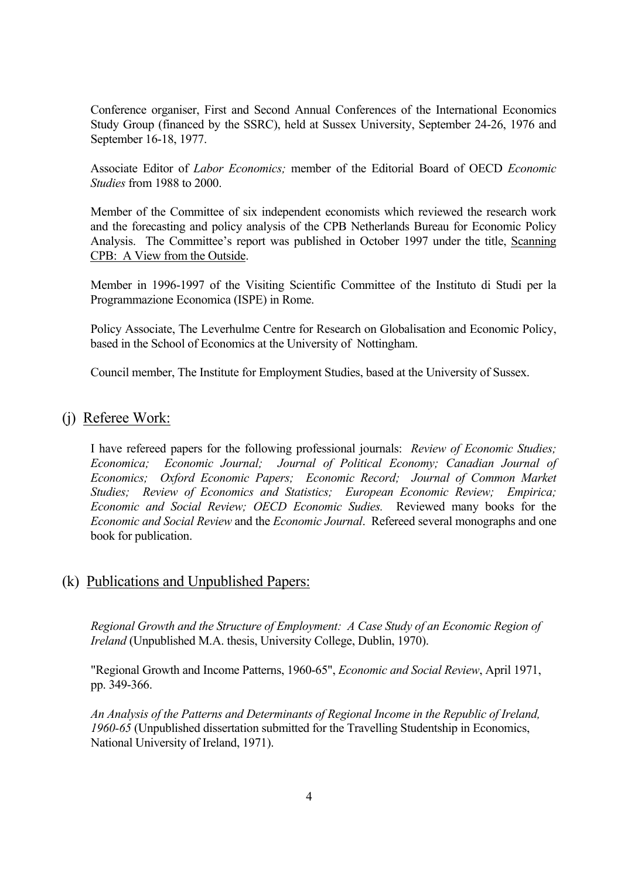Conference organiser, First and Second Annual Conferences of the International Economics Study Group (financed by the SSRC), held at Sussex University, September 24-26, 1976 and September 16-18, 1977.

Associate Editor of *Labor Economics;* member of the Editorial Board of OECD *Economic Studies* from 1988 to 2000.

Member of the Committee of six independent economists which reviewed the research work and the forecasting and policy analysis of the CPB Netherlands Bureau for Economic Policy Analysis. The Committee's report was published in October 1997 under the title, <u>Scanning CPB: A View from the Outside</u>.

Member in 1996-1997 of the Visiting Scientific Committee of the Instituto di Studi per la Programmazione Economica (ISPE) in Rome.

Policy Associate, The Leverhulme Centre for Research on Globalisation and Economic Policy, based in the School of Economics at the University of Nottingham.

Council member, The Institute for Employment Studies, based at the University of Sussex.

## (j) <u>Referee Work:</u>

I have refereed papers for the following professional journals: *Review of Economic Studies; Economica; Economic Journal; Journal of Political Economy; Canadian Journal of Economics; Oxford Economic Papers; Economic Record; Journal of Common Market Studies; Review of Economics and Statistics; European Economic Review; Empirica; Economic and Social Review; OECD Economic Sudies.* Reviewed many books for the *Economic and Social Review* and the *Economic Journal*. Refereed several monographs and one book for publication.

## (k) <u>Publications and Unpublished Papers:</u>

*Regional Growth and the Structure of Employment: A Case Study of an Economic Region of Ireland* (Unpublished M.A. thesis, University College, Dublin, 1970).

"Regional Growth and Income Patterns, 1960-65", *Economic and Social Review*, April 1971, pp. 349-366.

*An Analysis of the Patterns and Determinants of Regional Income in the Republic of Ireland, 1960-65* (Unpublished dissertation submitted for the Travelling Studentship in Economics, National University of Ireland, 1971).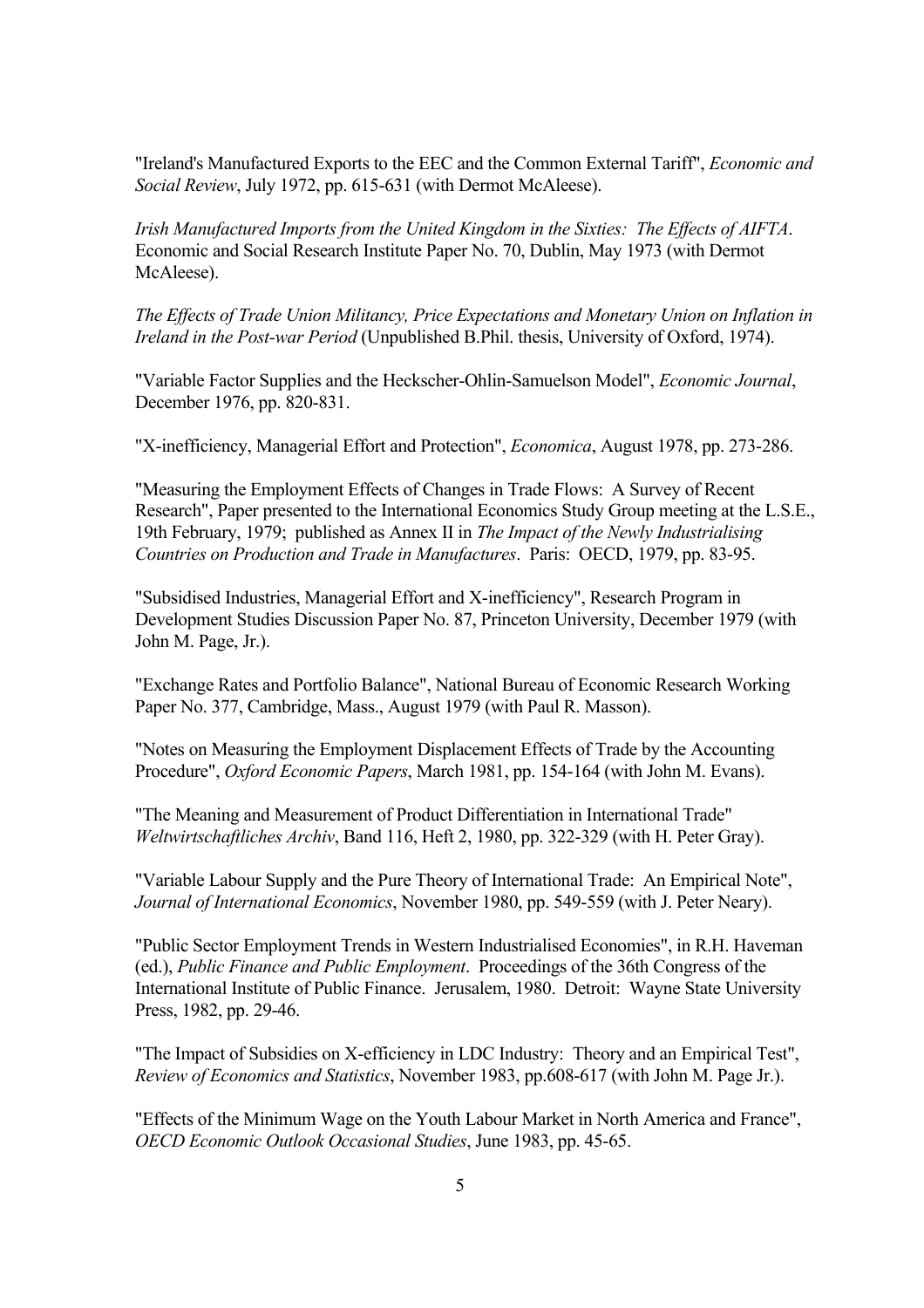"Ireland's Manufactured Exports to the EEC and the Common External Tariff", *Economic and Social Review*, July 1972, pp. 615-631 (with Dermot McAleese).

*Irish Manufactured Imports from the United Kingdom in the Sixties: The Effects of AIFTA*. Economic and Social Research Institute Paper No. 70, Dublin, May 1973 (with Dermot McAleese).

*The Effects of Trade Union Militancy, Price Expectations and Monetary Union on Inflation in Ireland in the Post-war Period* (Unpublished B.Phil. thesis, University of Oxford, 1974).

"Variable Factor Supplies and the Heckscher-Ohlin-Samuelson Model", *Economic Journal*, December 1976, pp. 820-831.

"X-inefficiency, Managerial Effort and Protection", *Economica*, August 1978, pp. 273-286.

"Measuring the Employment Effects of Changes in Trade Flows: A Survey of Recent Research", Paper presented to the International Economics Study Group meeting at the L.S.E., 19th February, 1979; published as Annex II in *The Impact of the Newly Industrialising Countries on Production and Trade in Manufactures*. Paris: OECD, 1979, pp. 83-95.

"Subsidised Industries, Managerial Effort and X-inefficiency", Research Program in Development Studies Discussion Paper No. 87, Princeton University, December 1979 (with John M. Page, Jr.).

"Exchange Rates and Portfolio Balance", National Bureau of Economic Research Working Paper No. 377, Cambridge, Mass., August 1979 (with Paul R. Masson).

"Notes on Measuring the Employment Displacement Effects of Trade by the Accounting Procedure", *Oxford Economic Papers*, March 1981, pp. 154-164 (with John M. Evans).

"The Meaning and Measurement of Product Differentiation in International Trade" *Weltwirtschaftliches Archiv*, Band 116, Heft 2, 1980, pp. 322-329 (with H. Peter Gray).

"Variable Labour Supply and the Pure Theory of International Trade: An Empirical Note", *Journal of International Economics*, November 1980, pp. 549-559 (with J. Peter Neary).

"Public Sector Employment Trends in Western Industrialised Economies", in R.H. Haveman (ed.), *Public Finance and Public Employment*. Proceedings of the 36th Congress of the International Institute of Public Finance. Jerusalem, 1980. Detroit: Wayne State University Press, 1982, pp. 29-46.

"The Impact of Subsidies on X-efficiency in LDC Industry: Theory and an Empirical Test", *Review of Economics and Statistics*, November 1983, pp.608-617 (with John M. Page Jr.).

"Effects of the Minimum Wage on the Youth Labour Market in North America and France", *OECD Economic Outlook Occasional Studies*, June 1983, pp. 45-65.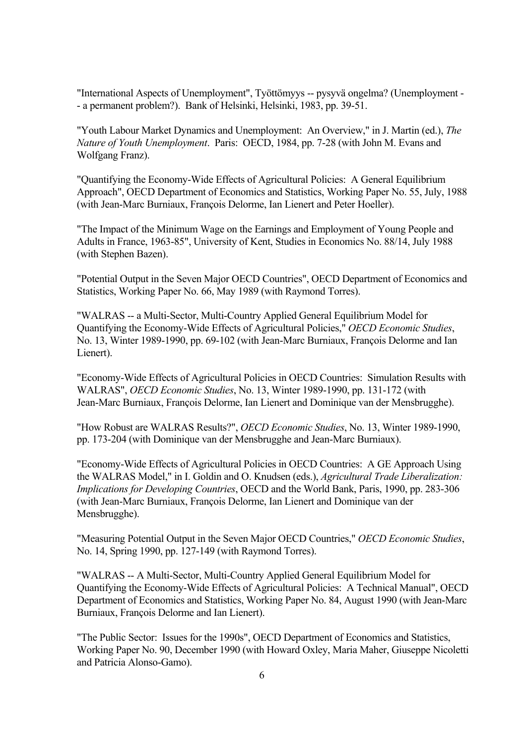"International Aspects of Unemployment", Työttömyys -- pysyvä ongelma? (Unemployment -- a permanent problem?). Bank of Helsinki, Helsinki, 1983, pp. 39-51.

"Youth Labour Market Dynamics and Unemployment: An Overview," in J. Martin (ed.), *The Nature of Youth Unemployment*. Paris: OECD, 1984, pp. 7-28 (with John M. Evans and Wolfgang Franz).

"Quantifying the Economy-Wide Effects of Agricultural Policies: A General Equilibrium Approach", OECD Department of Economics and Statistics, Working Paper No. 55, July, 1988 (with Jean-Marc Burniaux, François Delorme, Ian Lienert and Peter Hoeller).

"The Impact of the Minimum Wage on the Earnings and Employment of Young People and Adults in France, 1963-85", University of Kent, Studies in Economics No. 88/14, July 1988 (with Stephen Bazen).

"Potential Output in the Seven Major OECD Countries", OECD Department of Economics and Statistics, Working Paper No. 66, May 1989 (with Raymond Torres).

"WALRAS -- a Multi-Sector, Multi-Country Applied General Equilibrium Model for Quantifying the Economy-Wide Effects of Agricultural Policies," *OECD Economic Studies*, No. 13, Winter 1989-1990, pp. 69-102 (with Jean-Marc Burniaux, François Delorme and Ian Lienert).

"Economy-Wide Effects of Agricultural Policies in OECD Countries: Simulation Results with WALRAS", *OECD Economic Studies*, No. 13, Winter 1989-1990, pp. 131-172 (with Jean-Marc Burniaux, François Delorme, Ian Lienert and Dominique van der Mensbrugghe).

"How Robust are WALRAS Results?", *OECD Economic Studies*, No. 13, Winter 1989-1990, pp. 173-204 (with Dominique van der Mensbrugghe and Jean-Marc Burniaux).

"Economy-Wide Effects of Agricultural Policies in OECD Countries: A GE Approach Using the WALRAS Model," in I. Goldin and O. Knudsen (eds.), *Agricultural Trade Liberalization: Implications for Developing Countries*, OECD and the World Bank, Paris, 1990, pp. 283-306 (with Jean-Marc Burniaux, François Delorme, Ian Lienert and Dominique van der Mensbrugghe).

"Measuring Potential Output in the Seven Major OECD Countries," *OECD Economic Studies*, No. 14, Spring 1990, pp. 127-149 (with Raymond Torres).

"WALRAS -- A Multi-Sector, Multi-Country Applied General Equilibrium Model for Quantifying the Economy-Wide Effects of Agricultural Policies: A Technical Manual", OECD Department of Economics and Statistics, Working Paper No. 84, August 1990 (with Jean-Marc Burniaux, François Delorme and Ian Lienert).

"The Public Sector: Issues for the 1990s", OECD Department of Economics and Statistics, Working Paper No. 90, December 1990 (with Howard Oxley, Maria Maher, Giuseppe Nicoletti and Patricia Alonso-Gamo).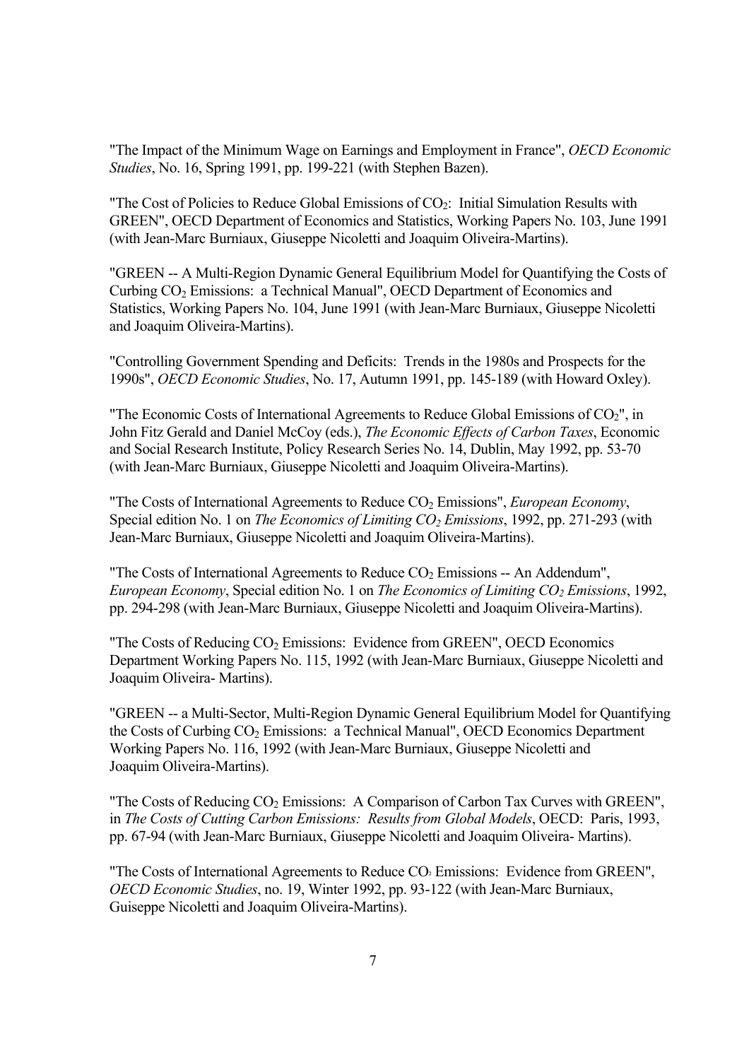"The Impact of the Minimum Wage on Earnings and Employment in France", *OECD Economic Studies*, No. 16, Spring 1991, pp. 199-221 (with Stephen Bazen).

"The Cost of Policies to Reduce Global Emissions of $CO_2$: Initial Simulation Results with GREEN", OECD Department of Economics and Statistics, Working Papers No. 103, June 1991 (with Jean-Marc Burniaux, Giuseppe Nicoletti and Joaquim Oliveira-Martins).

"GREEN -- A Multi-Region Dynamic General Equilibrium Model for Quantifying the Costs of Curbing $CO_2$ Emissions: a Technical Manual", OECD Department of Economics and Statistics, Working Papers No. 104, June 1991 (with Jean-Marc Burniaux, Giuseppe Nicoletti and Joaquim Oliveira-Martins).

"Controlling Government Spending and Deficits: Trends in the 1980s and Prospects for the 1990s", *OECD Economic Studies*, No. 17, Autumn 1991, pp. 145-189 (with Howard Oxley).

"The Economic Costs of International Agreements to Reduce Global Emissions of $CO_2$", in John Fitz Gerald and Daniel McCoy (eds.), *The Economic Effects of Carbon Taxes*, Economic and Social Research Institute, Policy Research Series No. 14, Dublin, May 1992, pp. 53-70 (with Jean-Marc Burniaux, Giuseppe Nicoletti and Joaquim Oliveira-Martins).

"The Costs of International Agreements to Reduce $CO_2$ Emissions", *European Economy*, Special edition No. 1 on *The Economics of Limiting $CO_2$ Emissions*, 1992, pp. 271-293 (with Jean-Marc Burniaux, Giuseppe Nicoletti and Joaquim Oliveira-Martins).

"The Costs of International Agreements to Reduce $CO_2$ Emissions -- An Addendum", *European Economy*, Special edition No. 1 on *The Economics of Limiting $CO_2$ Emissions*, 1992, pp. 294-298 (with Jean-Marc Burniaux, Giuseppe Nicoletti and Joaquim Oliveira-Martins).

"The Costs of Reducing $CO_2$ Emissions: Evidence from GREEN", OECD Economics Department Working Papers No. 115, 1992 (with Jean-Marc Burniaux, Giuseppe Nicoletti and Joaquim Oliveira- Martins).

"GREEN -- a Multi-Sector, Multi-Region Dynamic General Equilibrium Model for Quantifying the Costs of Curbing $CO_2$ Emissions: a Technical Manual", OECD Economics Department Working Papers No. 116, 1992 (with Jean-Marc Burniaux, Giuseppe Nicoletti and Joaquim Oliveira-Martins).

"The Costs of Reducing $CO_2$ Emissions: A Comparison of Carbon Tax Curves with GREEN", in *The Costs of Cutting Carbon Emissions: Results from Global Models*, OECD: Paris, 1993, pp. 67-94 (with Jean-Marc Burniaux, Giuseppe Nicoletti and Joaquim Oliveira- Martins).

"The Costs of International Agreements to Reduce $CO_2$ Emissions: Evidence from GREEN", *OECD Economic Studies*, no. 19, Winter 1992, pp. 93-122 (with Jean-Marc Burniaux, Guiseppe Nicoletti and Joaquim Oliveira-Martins).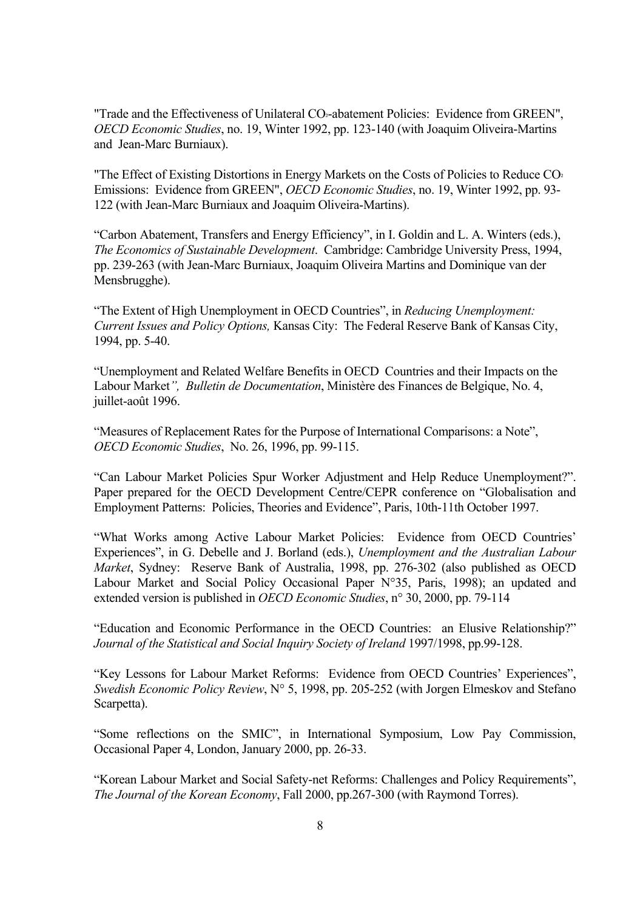"Trade and the Effectiveness of Unilateral $CO_2$-abatement Policies: Evidence from GREEN", *OECD Economic Studies*, no. 19, Winter 1992, pp. 123-140 (with Joaquim Oliveira-Martins and Jean-Marc Burniaux).

"The Effect of Existing Distortions in Energy Markets on the Costs of Policies to Reduce $CO_2$ Emissions: Evidence from GREEN", *OECD Economic Studies*, no. 19, Winter 1992, pp. 93-122 (with Jean-Marc Burniaux and Joaquim Oliveira-Martins).

"Carbon Abatement, Transfers and Energy Efficiency", in I. Goldin and L. A. Winters (eds.), *The Economics of Sustainable Development*. Cambridge: Cambridge University Press, 1994, pp. 239-263 (with Jean-Marc Burniaux, Joaquim Oliveira Martins and Dominique van der Mensbrugghe).

"The Extent of High Unemployment in OECD Countries", in *Reducing Unemployment: Current Issues and Policy Options,* Kansas City: The Federal Reserve Bank of Kansas City, 1994, pp. 5-40.

"Unemployment and Related Welfare Benefits in OECD Countries and their Impacts on the Labour Market*", Bulletin de Documentation*, Ministère des Finances de Belgique, No. 4, juillet-août 1996.

"Measures of Replacement Rates for the Purpose of International Comparisons: a Note", *OECD Economic Studies*, No. 26, 1996, pp. 99-115.

"Can Labour Market Policies Spur Worker Adjustment and Help Reduce Unemployment?". Paper prepared for the OECD Development Centre/CEPR conference on "Globalisation and Employment Patterns: Policies, Theories and Evidence", Paris, 10th-11th October 1997.

"What Works among Active Labour Market Policies: Evidence from OECD Countries' Experiences", in G. Debelle and J. Borland (eds.), *Unemployment and the Australian Labour Market*, Sydney: Reserve Bank of Australia, 1998, pp. 276-302 (also published as OECD Labour Market and Social Policy Occasional Paper N°35, Paris, 1998); an updated and extended version is published in *OECD Economic Studies*, n° 30, 2000, pp. 79-114

"Education and Economic Performance in the OECD Countries: an Elusive Relationship?" *Journal of the Statistical and Social Inquiry Society of Ireland* 1997/1998, pp.99-128.

"Key Lessons for Labour Market Reforms: Evidence from OECD Countries' Experiences", *Swedish Economic Policy Review*, N° 5, 1998, pp. 205-252 (with Jorgen Elmeskov and Stefano Scarpetta).

"Some reflections on the SMIC", in International Symposium, Low Pay Commission, Occasional Paper 4, London, January 2000, pp. 26-33.

"Korean Labour Market and Social Safety-net Reforms: Challenges and Policy Requirements", *The Journal of the Korean Economy*, Fall 2000, pp.267-300 (with Raymond Torres).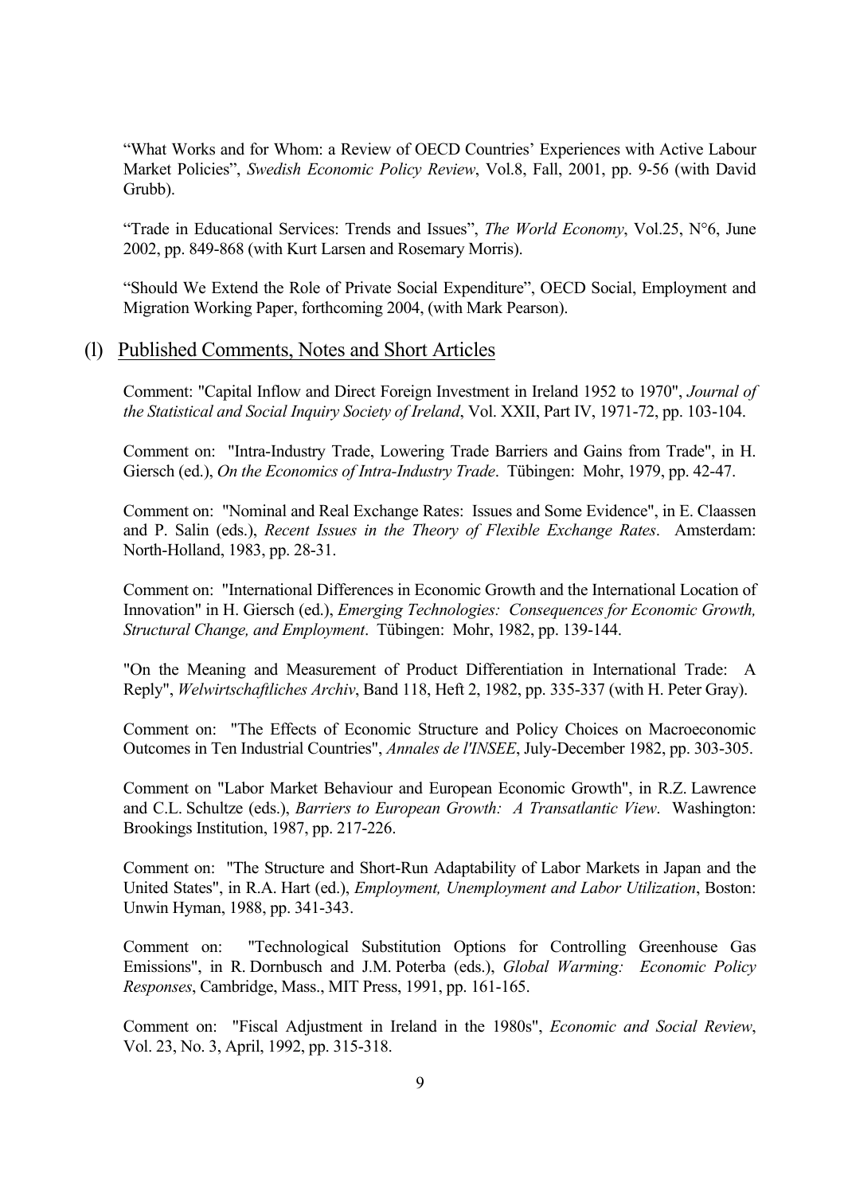"What Works and for Whom: a Review of OECD Countries' Experiences with Active Labour Market Policies", *Swedish Economic Policy Review*, Vol.8, Fall, 2001, pp. 9-56 (with David Grubb).

"Trade in Educational Services: Trends and Issues", *The World Economy*, Vol.25, N°6, June 2002, pp. 849-868 (with Kurt Larsen and Rosemary Morris).

"Should We Extend the Role of Private Social Expenditure", OECD Social, Employment and Migration Working Paper, forthcoming 2004, (with Mark Pearson).

## (l) Published Comments, Notes and Short Articles

Comment: "Capital Inflow and Direct Foreign Investment in Ireland 1952 to 1970", *Journal of the Statistical and Social Inquiry Society of Ireland*, Vol. XXII, Part IV, 1971-72, pp. 103-104.

Comment on: "Intra-Industry Trade, Lowering Trade Barriers and Gains from Trade", in H. Giersch (ed.), *On the Economics of Intra-Industry Trade*. Tübingen: Mohr, 1979, pp. 42-47.

Comment on: "Nominal and Real Exchange Rates: Issues and Some Evidence", in E. Claassen and P. Salin (eds.), *Recent Issues in the Theory of Flexible Exchange Rates*. Amsterdam: North-Holland, 1983, pp. 28-31.

Comment on: "International Differences in Economic Growth and the International Location of Innovation" in H. Giersch (ed.), *Emerging Technologies: Consequences for Economic Growth, Structural Change, and Employment*. Tübingen: Mohr, 1982, pp. 139-144.

"On the Meaning and Measurement of Product Differentiation in International Trade: A Reply", *Welwirtschaftliches Archiv*, Band 118, Heft 2, 1982, pp. 335-337 (with H. Peter Gray).

Comment on: "The Effects of Economic Structure and Policy Choices on Macroeconomic Outcomes in Ten Industrial Countries", *Annales de l'INSEE*, July-December 1982, pp. 303-305.

Comment on "Labor Market Behaviour and European Economic Growth", in R.Z. Lawrence and C.L. Schultze (eds.), *Barriers to European Growth: A Transatlantic View*. Washington: Brookings Institution, 1987, pp. 217-226.

Comment on: "The Structure and Short-Run Adaptability of Labor Markets in Japan and the United States", in R.A. Hart (ed.), *Employment, Unemployment and Labor Utilization*, Boston: Unwin Hyman, 1988, pp. 341-343.

Comment on: "Technological Substitution Options for Controlling Greenhouse Gas Emissions", in R. Dornbusch and J.M. Poterba (eds.), *Global Warming: Economic Policy Responses*, Cambridge, Mass., MIT Press, 1991, pp. 161-165.

Comment on: "Fiscal Adjustment in Ireland in the 1980s", *Economic and Social Review*, Vol. 23, No. 3, April, 1992, pp. 315-318.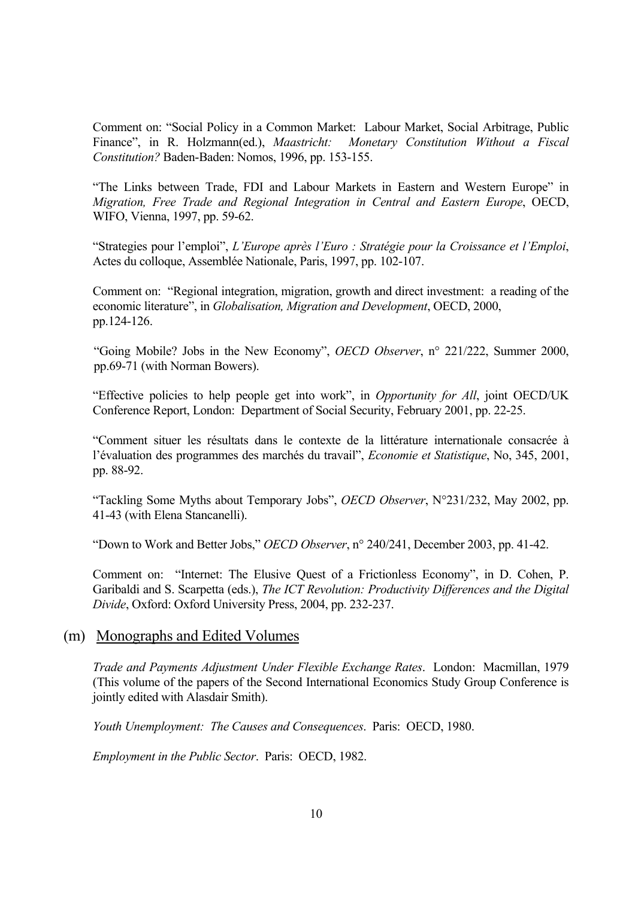Comment on: "Social Policy in a Common Market: Labour Market, Social Arbitrage, Public Finance", in R. Holzmann(ed.), *Maastricht: Monetary Constitution Without a Fiscal Constitution?* Baden-Baden: Nomos, 1996, pp. 153-155.

"The Links between Trade, FDI and Labour Markets in Eastern and Western Europe" in *Migration, Free Trade and Regional Integration in Central and Eastern Europe*, OECD, WIFO, Vienna, 1997, pp. 59-62.

"Strategies pour l'emploi", *L'Europe après l'Euro : Stratégie pour la Croissance et l'Emploi*, Actes du colloque, Assemblée Nationale, Paris, 1997, pp. 102-107.

Comment on: "Regional integration, migration, growth and direct investment: a reading of the economic literature", in *Globalisation, Migration and Development*, OECD, 2000, pp.124-126.

"Going Mobile? Jobs in the New Economy", *OECD Observer*, n° 221/222, Summer 2000, pp.69-71 (with Norman Bowers).

"Effective policies to help people get into work", in *Opportunity for All*, joint OECD/UK Conference Report, London: Department of Social Security, February 2001, pp. 22-25.

"Comment situer les résultats dans le contexte de la littérature internationale consacrée à l'évaluation des programmes des marchés du travail", *Economie et Statistique*, No, 345, 2001, pp. 88-92.

"Tackling Some Myths about Temporary Jobs", *OECD Observer*, N°231/232, May 2002, pp. 41-43 (with Elena Stancanelli).

"Down to Work and Better Jobs," *OECD Observer*, n° 240/241, December 2003, pp. 41-42.

Comment on: "Internet: The Elusive Quest of a Frictionless Economy", in D. Cohen, P. Garibaldi and S. Scarpetta (eds.), *The ICT Revolution: Productivity Differences and the Digital Divide*, Oxford: Oxford University Press, 2004, pp. 232-237.

## (m) Monographs and Edited Volumes

*Trade and Payments Adjustment Under Flexible Exchange Rates*. London: Macmillan, 1979 (This volume of the papers of the Second International Economics Study Group Conference is jointly edited with Alasdair Smith).

*Youth Unemployment: The Causes and Consequences*. Paris: OECD, 1980.

*Employment in the Public Sector*. Paris: OECD, 1982.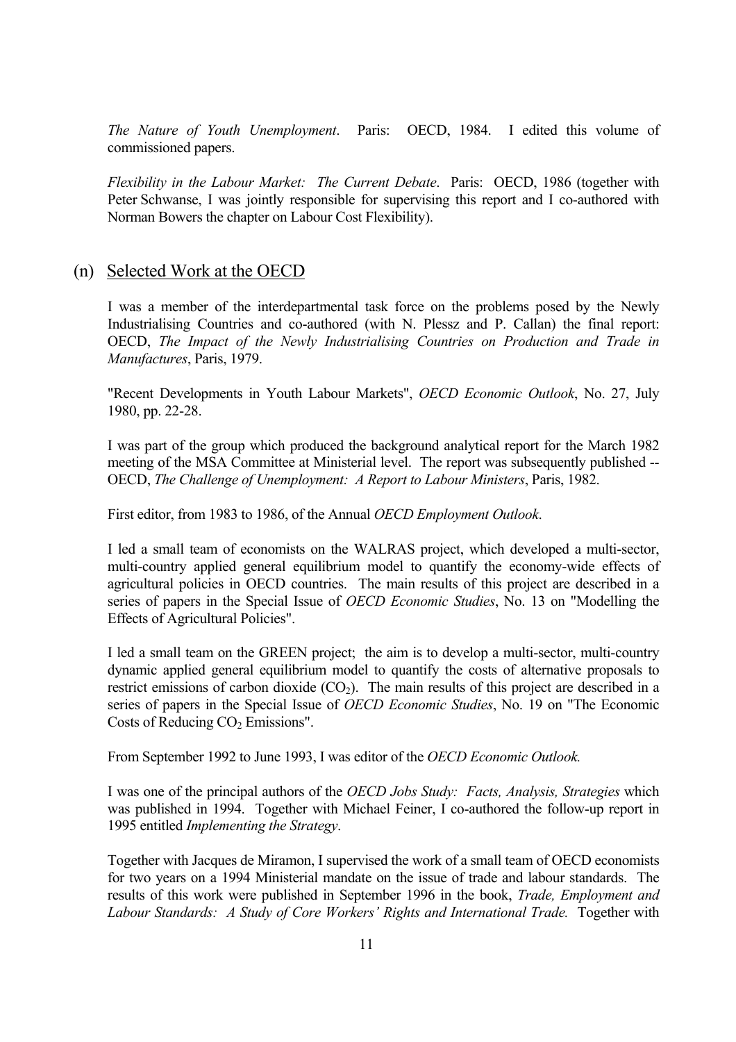*The Nature of Youth Unemployment*. Paris: OECD, 1984. I edited this volume of commissioned papers.

*Flexibility in the Labour Market: The Current Debate*. Paris: OECD, 1986 (together with Peter Schwanse, I was jointly responsible for supervising this report and I co-authored with Norman Bowers the chapter on Labour Cost Flexibility).

## (n) Selected Work at the OECD

I was a member of the interdepartmental task force on the problems posed by the Newly Industrialising Countries and co-authored (with N. Plessz and P. Callan) the final report: OECD, *The Impact of the Newly Industrialising Countries on Production and Trade in Manufactures*, Paris, 1979.

"Recent Developments in Youth Labour Markets", *OECD Economic Outlook*, No. 27, July 1980, pp. 22-28.

I was part of the group which produced the background analytical report for the March 1982 meeting of the MSA Committee at Ministerial level. The report was subsequently published -- OECD, *The Challenge of Unemployment: A Report to Labour Ministers*, Paris, 1982.

First editor, from 1983 to 1986, of the Annual *OECD Employment Outlook*.

I led a small team of economists on the WALRAS project, which developed a multi-sector, multi-country applied general equilibrium model to quantify the economy-wide effects of agricultural policies in OECD countries. The main results of this project are described in a series of papers in the Special Issue of *OECD Economic Studies*, No. 13 on "Modelling the Effects of Agricultural Policies".

I led a small team on the GREEN project; the aim is to develop a multi-sector, multi-country dynamic applied general equilibrium model to quantify the costs of alternative proposals to restrict emissions of carbon dioxide ($CO_2$). The main results of this project are described in a series of papers in the Special Issue of *OECD Economic Studies*, No. 19 on "The Economic Costs of Reducing $CO_2$ Emissions".

From September 1992 to June 1993, I was editor of the *OECD Economic Outlook.*

I was one of the principal authors of the *OECD Jobs Study: Facts, Analysis, Strategies* which was published in 1994. Together with Michael Feiner, I co-authored the follow-up report in 1995 entitled *Implementing the Strategy*.

Together with Jacques de Miramon, I supervised the work of a small team of OECD economists for two years on a 1994 Ministerial mandate on the issue of trade and labour standards. The results of this work were published in September 1996 in the book, *Trade, Employment and Labour Standards: A Study of Core Workers' Rights and International Trade.* Together with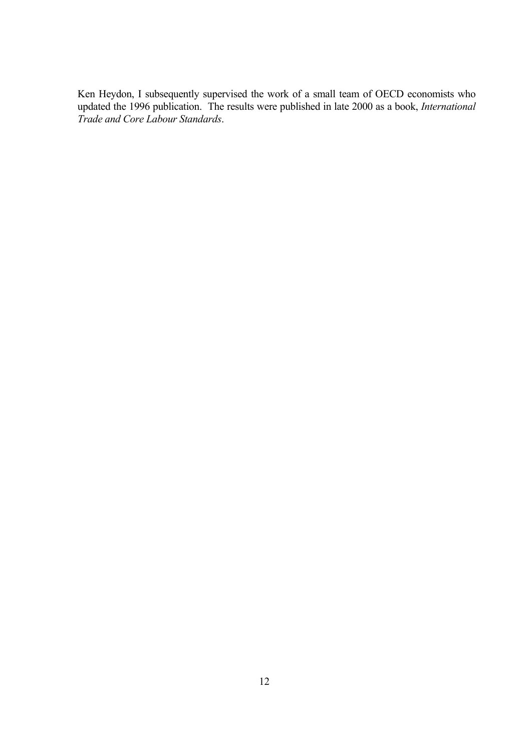Ken Heydon, I subsequently supervised the work of a small team of OECD economists who updated the 1996 publication. The results were published in late 2000 as a book, *International Trade and Core Labour Standards*.